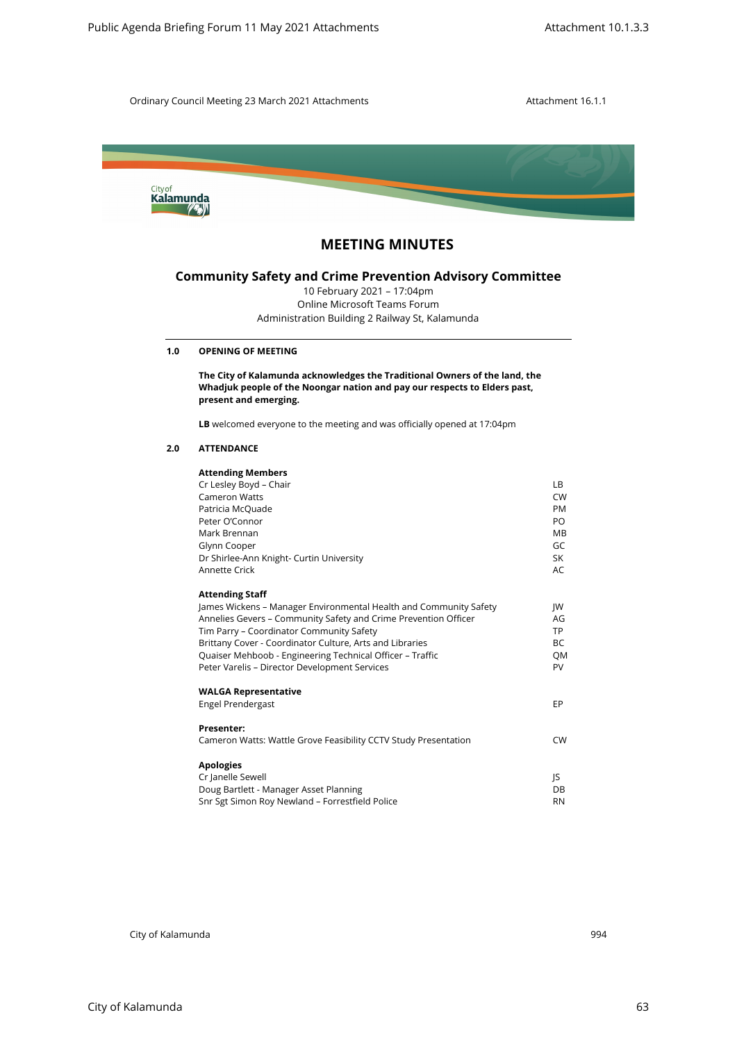# MEETING MINUTES

## Community Safety and Crime Prevention Advisory Committee

10 February 2021 – 17:04pm
Online Microsoft Teams Forum
Administration Building 2 Railway St, Kalamunda

---

**1.0 OPENING OF MEETING**

**The City of Kalamunda acknowledges the Traditional Owners of the land, the Whadjuk people of the Noongar nation and pay our respects to Elders past, present and emerging.**

**LB** welcomed everyone to the meeting and was officially opened at 17:04pm

**2.0 ATTENDANCE**

**Attending Members**

| | |
|---|---|
| Cr Lesley Boyd – Chair | LB |
| Cameron Watts | CW |
| Patricia McQuade | PM |
| Peter O'Connor | PO |
| Mark Brennan | MB |
| Glynn Cooper | GC |
| Dr Shirlee-Ann Knight- Curtin University | SK |
| Annette Crick | AC |

**Attending Staff**

| | |
|---|---|
| James Wickens – Manager Environmental Health and Community Safety | JW |
| Annelies Gevers – Community Safety and Crime Prevention Officer | AG |
| Tim Parry – Coordinator Community Safety | TP |
| Brittany Cover - Coordinator Culture, Arts and Libraries | BC |
| Quaiser Mehboob - Engineering Technical Officer – Traffic | QM |
| Peter Varelis – Director Development Services | PV |

**WALGA Representative**

| | |
|---|---|
| Engel Prendergast | EP |

**Presenter:**

| | |
|---|---|
| Cameron Watts: Wattle Grove Feasibility CCTV Study Presentation | CW |

**Apologies**

| | |
|---|---|
| Cr Janelle Sewell | JS |
| Doug Bartlett - Manager Asset Planning | DB |
| Snr Sgt Simon Roy Newland – Forrestfield Police | RN |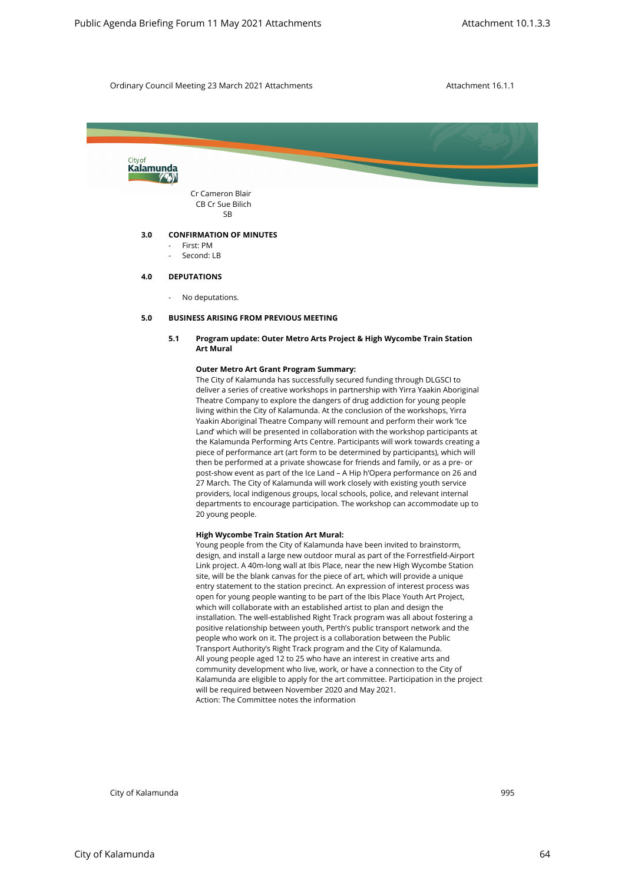Cr Cameron Blair
CB Cr Sue Bilich
SB

**3.0 CONFIRMATION OF MINUTES**

- First: PM
- Second: LB

**4.0 DEPUTATIONS**

- No deputations.

**5.0 BUSINESS ARISING FROM PREVIOUS MEETING**

**5.1 Program update: Outer Metro Arts Project & High Wycombe Train Station Art Mural**

**Outer Metro Art Grant Program Summary:**
The City of Kalamunda has successfully secured funding through DLGSCI to deliver a series of creative workshops in partnership with Yirra Yaakin Aboriginal Theatre Company to explore the dangers of drug addiction for young people living within the City of Kalamunda. At the conclusion of the workshops, Yirra Yaakin Aboriginal Theatre Company will remount and perform their work 'Ice Land' which will be presented in collaboration with the workshop participants at the Kalamunda Performing Arts Centre. Participants will work towards creating a piece of performance art (art form to be determined by participants), which will then be performed at a private showcase for friends and family, or as a pre- or post-show event as part of the Ice Land – A Hip h'Opera performance on 26 and 27 March. The City of Kalamunda will work closely with existing youth service providers, local indigenous groups, local schools, police, and relevant internal departments to encourage participation. The workshop can accommodate up to 20 young people.

**High Wycombe Train Station Art Mural:**
Young people from the City of Kalamunda have been invited to brainstorm, design, and install a large new outdoor mural as part of the Forrestfield-Airport Link project. A 40m-long wall at Ibis Place, near the new High Wycombe Station site, will be the blank canvas for the piece of art, which will provide a unique entry statement to the station precinct. An expression of interest process was open for young people wanting to be part of the Ibis Place Youth Art Project, which will collaborate with an established artist to plan and design the installation. The well-established Right Track program was all about fostering a positive relationship between youth, Perth's public transport network and the people who work on it. The project is a collaboration between the Public Transport Authority's Right Track program and the City of Kalamunda.
All young people aged 12 to 25 who have an interest in creative arts and community development who live, work, or have a connection to the City of Kalamunda are eligible to apply for the art committee. Participation in the project will be required between November 2020 and May 2021.
Action: The Committee notes the information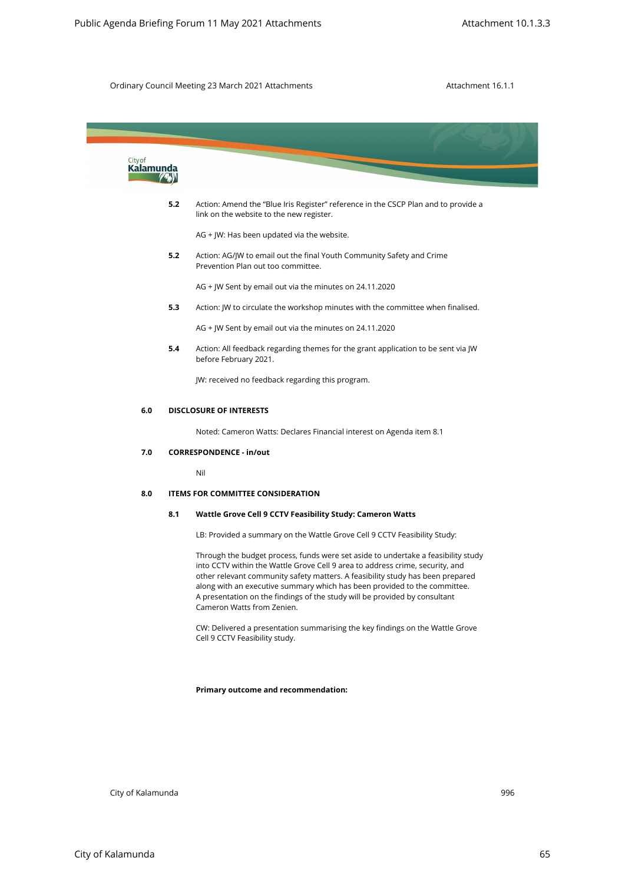**5.2** Action: Amend the "Blue Iris Register" reference in the CSCP Plan and to provide a link on the website to the new register.

AG + JW: Has been updated via the website.

**5.2** Action: AG/JW to email out the final Youth Community Safety and Crime Prevention Plan out too committee.

AG + JW Sent by email out via the minutes on 24.11.2020

**5.3** Action: JW to circulate the workshop minutes with the committee when finalised.

AG + JW Sent by email out via the minutes on 24.11.2020

**5.4** Action: All feedback regarding themes for the grant application to be sent via JW before February 2021.

JW: received no feedback regarding this program.

## 6.0 DISCLOSURE OF INTERESTS

Noted: Cameron Watts: Declares Financial interest on Agenda item 8.1

## 7.0 CORRESPONDENCE - in/out

Nil

## 8.0 ITEMS FOR COMMITTEE CONSIDERATION

### 8.1 Wattle Grove Cell 9 CCTV Feasibility Study: Cameron Watts

LB: Provided a summary on the Wattle Grove Cell 9 CCTV Feasibility Study:

Through the budget process, funds were set aside to undertake a feasibility study into CCTV within the Wattle Grove Cell 9 area to address crime, security, and other relevant community safety matters. A feasibility study has been prepared along with an executive summary which has been provided to the committee. A presentation on the findings of the study will be provided by consultant Cameron Watts from Zenien.

CW: Delivered a presentation summarising the key findings on the Wattle Grove Cell 9 CCTV Feasibility study.

**Primary outcome and recommendation:**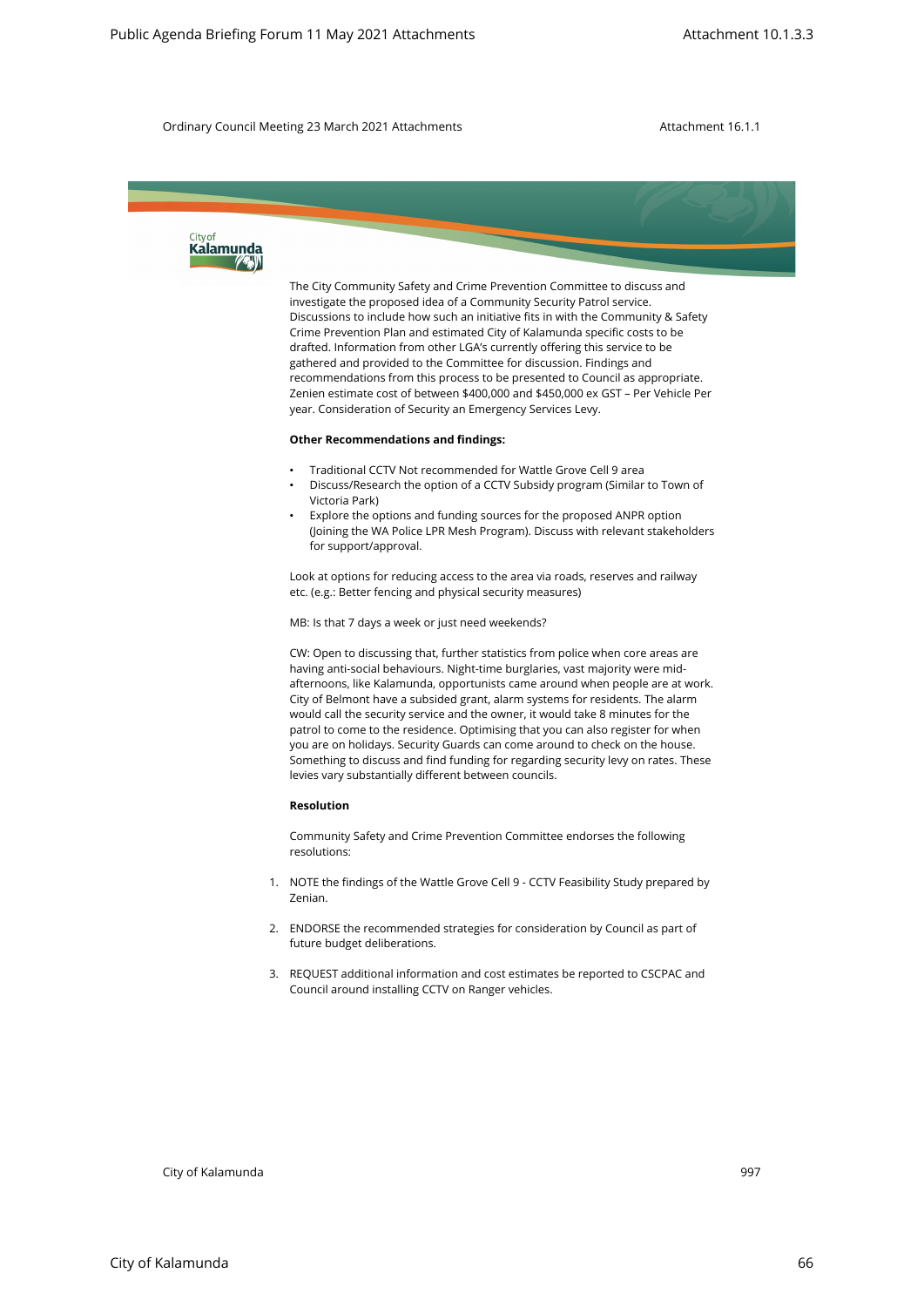The City Community Safety and Crime Prevention Committee to discuss and investigate the proposed idea of a Community Security Patrol service. Discussions to include how such an initiative fits in with the Community & Safety Crime Prevention Plan and estimated City of Kalamunda specific costs to be drafted. Information from other LGA's currently offering this service to be gathered and provided to the Committee for discussion. Findings and recommendations from this process to be presented to Council as appropriate. Zenien estimate cost of between $400,000 and $450,000 ex GST – Per Vehicle Per year. Consideration of Security an Emergency Services Levy.

**Other Recommendations and findings:**

- Traditional CCTV Not recommended for Wattle Grove Cell 9 area
- Discuss/Research the option of a CCTV Subsidy program (Similar to Town of Victoria Park)
- Explore the options and funding sources for the proposed ANPR option (Joining the WA Police LPR Mesh Program). Discuss with relevant stakeholders for support/approval.

Look at options for reducing access to the area via roads, reserves and railway etc. (e.g.: Better fencing and physical security measures)

MB: Is that 7 days a week or just need weekends?

CW: Open to discussing that, further statistics from police when core areas are having anti-social behaviours. Night-time burglaries, vast majority were mid-afternoons, like Kalamunda, opportunists came around when people are at work. City of Belmont have a subsided grant, alarm systems for residents. The alarm would call the security service and the owner, it would take 8 minutes for the patrol to come to the residence. Optimising that you can also register for when you are on holidays. Security Guards can come around to check on the house. Something to discuss and find funding for regarding security levy on rates. These levies vary substantially different between councils.

**Resolution**

Community Safety and Crime Prevention Committee endorses the following resolutions:

1. NOTE the findings of the Wattle Grove Cell 9 - CCTV Feasibility Study prepared by Zenian.

2. ENDORSE the recommended strategies for consideration by Council as part of future budget deliberations.

3. REQUEST additional information and cost estimates be reported to CSCPAC and Council around installing CCTV on Ranger vehicles.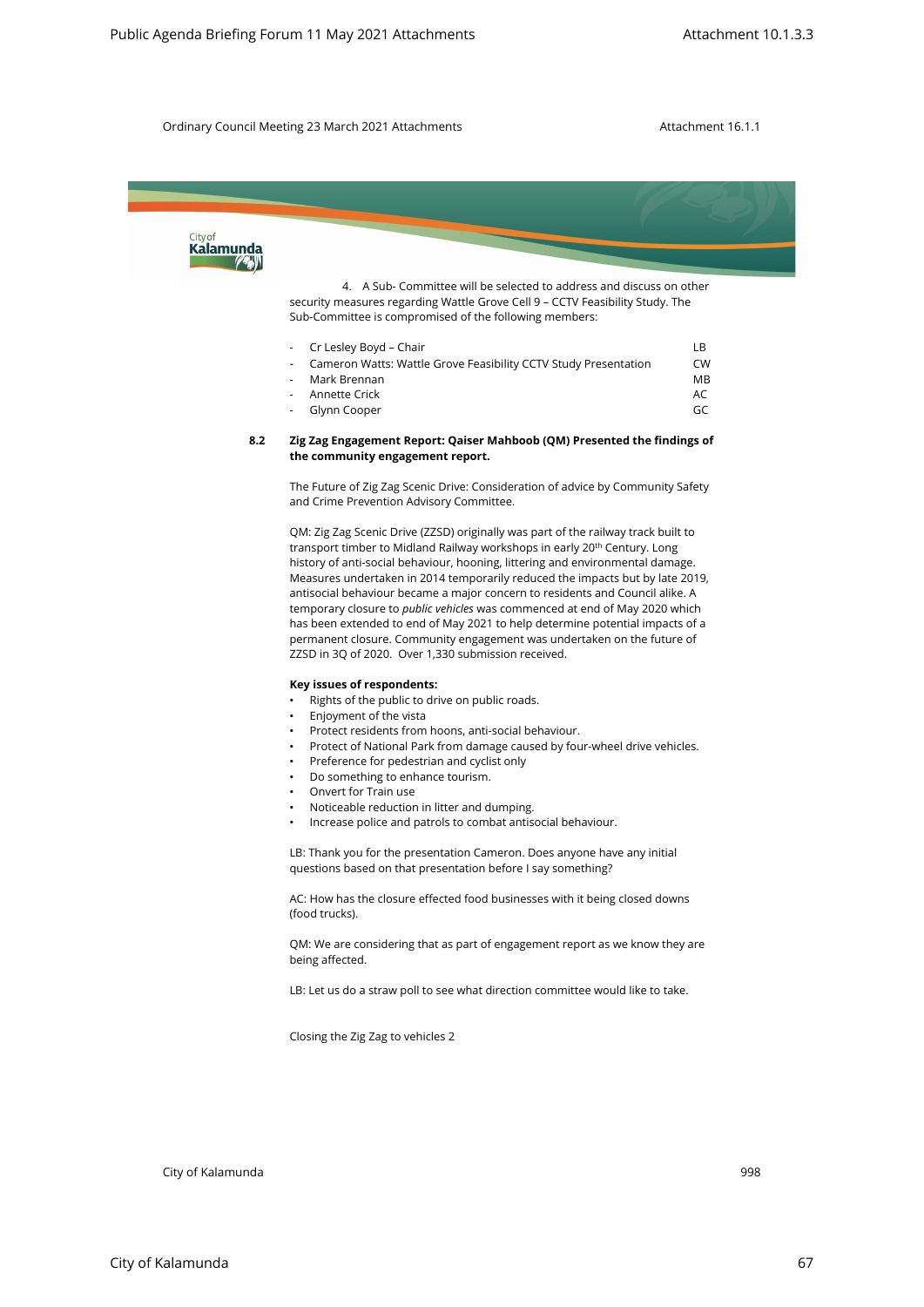4. A Sub- Committee will be selected to address and discuss on other security measures regarding Wattle Grove Cell 9 – CCTV Feasibility Study. The Sub-Committee is compromised of the following members:

| | |
|---|---|
| - Cr Lesley Boyd – Chair | LB |
| - Cameron Watts: Wattle Grove Feasibility CCTV Study Presentation | CW |
| - Mark Brennan | MB |
| - Annette Crick | AC |
| - Glynn Cooper | GC |

**8.2 Zig Zag Engagement Report: Qaiser Mahboob (QM) Presented the findings of the community engagement report.**

The Future of Zig Zag Scenic Drive: Consideration of advice by Community Safety and Crime Prevention Advisory Committee.

QM: Zig Zag Scenic Drive (ZZSD) originally was part of the railway track built to transport timber to Midland Railway workshops in early 20th Century. Long history of anti-social behaviour, hooning, littering and environmental damage. Measures undertaken in 2014 temporarily reduced the impacts but by late 2019, antisocial behaviour became a major concern to residents and Council alike. A temporary closure to *public vehicles* was commenced at end of May 2020 which has been extended to end of May 2021 to help determine potential impacts of a permanent closure. Community engagement was undertaken on the future of ZZSD in 3Q of 2020. Over 1,330 submission received.

**Key issues of respondents:**

- Rights of the public to drive on public roads.
- Enjoyment of the vista
- Protect residents from hoons, anti-social behaviour.
- Protect of National Park from damage caused by four-wheel drive vehicles.
- Preference for pedestrian and cyclist only
- Do something to enhance tourism.
- Onvert for Train use
- Noticeable reduction in litter and dumping.
- Increase police and patrols to combat antisocial behaviour.

LB: Thank you for the presentation Cameron. Does anyone have any initial questions based on that presentation before I say something?

AC: How has the closure effected food businesses with it being closed downs (food trucks).

QM: We are considering that as part of engagement report as we know they are being affected.

LB: Let us do a straw poll to see what direction committee would like to take.

Closing the Zig Zag to vehicles 2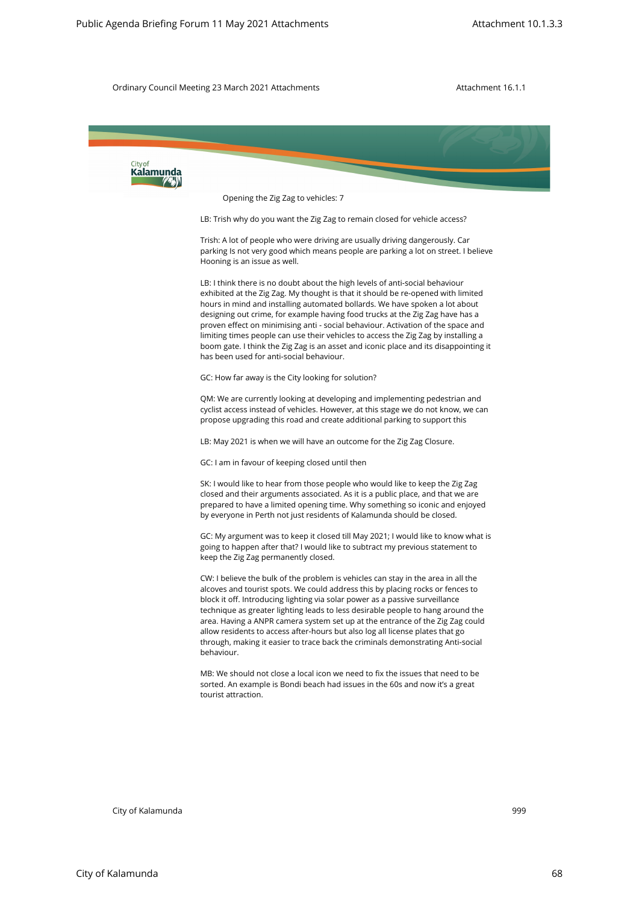Opening the Zig Zag to vehicles: 7

LB: Trish why do you want the Zig Zag to remain closed for vehicle access?

Trish: A lot of people who were driving are usually driving dangerously. Car parking Is not very good which means people are parking a lot on street. I believe Hooning is an issue as well.

LB: I think there is no doubt about the high levels of anti-social behaviour exhibited at the Zig Zag. My thought is that it should be re-opened with limited hours in mind and installing automated bollards. We have spoken a lot about designing out crime, for example having food trucks at the Zig Zag have has a proven effect on minimising anti - social behaviour. Activation of the space and limiting times people can use their vehicles to access the Zig Zag by installing a boom gate. I think the Zig Zag is an asset and iconic place and its disappointing it has been used for anti-social behaviour.

GC: How far away is the City looking for solution?

QM: We are currently looking at developing and implementing pedestrian and cyclist access instead of vehicles. However, at this stage we do not know, we can propose upgrading this road and create additional parking to support this

LB: May 2021 is when we will have an outcome for the Zig Zag Closure.

GC: I am in favour of keeping closed until then

SK: I would like to hear from those people who would like to keep the Zig Zag closed and their arguments associated. As it is a public place, and that we are prepared to have a limited opening time. Why something so iconic and enjoyed by everyone in Perth not just residents of Kalamunda should be closed.

GC: My argument was to keep it closed till May 2021; I would like to know what is going to happen after that? I would like to subtract my previous statement to keep the Zig Zag permanently closed.

CW: I believe the bulk of the problem is vehicles can stay in the area in all the alcoves and tourist spots. We could address this by placing rocks or fences to block it off. Introducing lighting via solar power as a passive surveillance technique as greater lighting leads to less desirable people to hang around the area. Having a ANPR camera system set up at the entrance of the Zig Zag could allow residents to access after-hours but also log all license plates that go through, making it easier to trace back the criminals demonstrating Anti-social behaviour.

MB: We should not close a local icon we need to fix the issues that need to be sorted. An example is Bondi beach had issues in the 60s and now it's a great tourist attraction.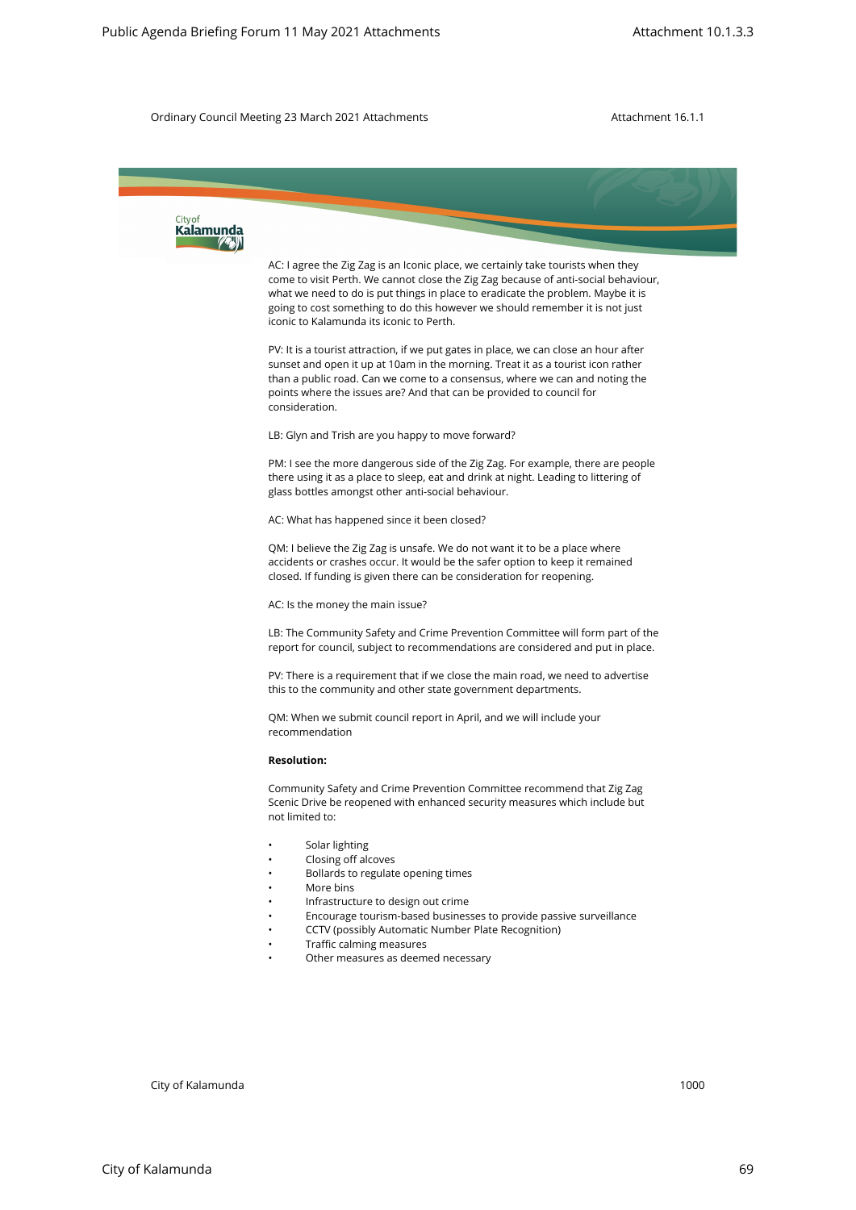AC: I agree the Zig Zag is an Iconic place, we certainly take tourists when they come to visit Perth. We cannot close the Zig Zag because of anti-social behaviour, what we need to do is put things in place to eradicate the problem. Maybe it is going to cost something to do this however we should remember it is not just iconic to Kalamunda its iconic to Perth.

PV: It is a tourist attraction, if we put gates in place, we can close an hour after sunset and open it up at 10am in the morning. Treat it as a tourist icon rather than a public road. Can we come to a consensus, where we can and noting the points where the issues are? And that can be provided to council for consideration.

LB: Glyn and Trish are you happy to move forward?

PM: I see the more dangerous side of the Zig Zag. For example, there are people there using it as a place to sleep, eat and drink at night. Leading to littering of glass bottles amongst other anti-social behaviour.

AC: What has happened since it been closed?

QM: I believe the Zig Zag is unsafe. We do not want it to be a place where accidents or crashes occur. It would be the safer option to keep it remained closed. If funding is given there can be consideration for reopening.

AC: Is the money the main issue?

LB: The Community Safety and Crime Prevention Committee will form part of the report for council, subject to recommendations are considered and put in place.

PV: There is a requirement that if we close the main road, we need to advertise this to the community and other state government departments.

QM: When we submit council report in April, and we will include your recommendation

**Resolution:**

Community Safety and Crime Prevention Committee recommend that Zig Zag Scenic Drive be reopened with enhanced security measures which include but not limited to:

- Solar lighting
- Closing off alcoves
- Bollards to regulate opening times
- More bins
- Infrastructure to design out crime
- Encourage tourism-based businesses to provide passive surveillance
- CCTV (possibly Automatic Number Plate Recognition)
- Traffic calming measures
- Other measures as deemed necessary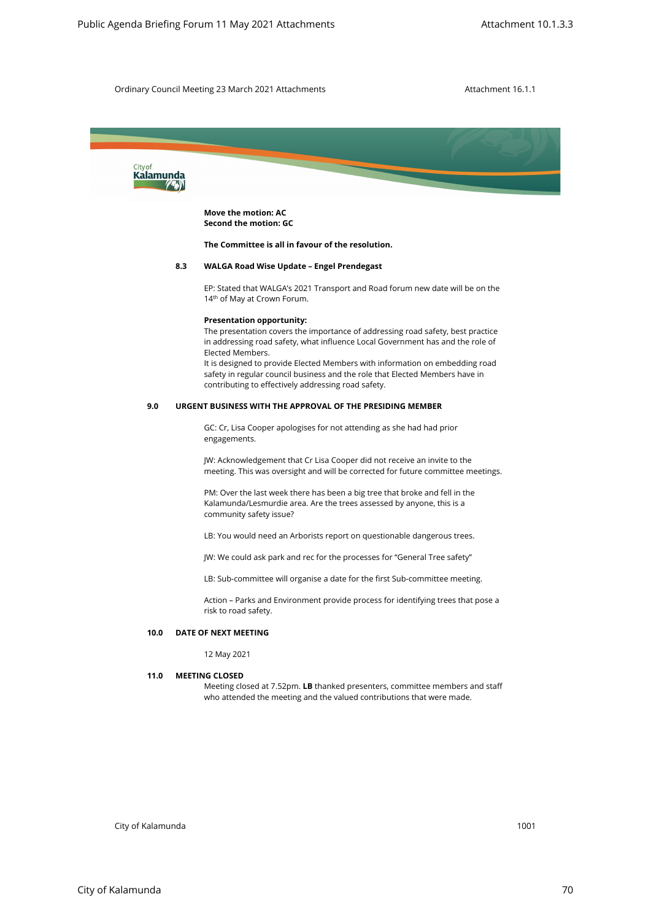**Move the motion: AC**
**Second the motion: GC**

**The Committee is all in favour of the resolution.**

**8.3 WALGA Road Wise Update – Engel Prendegast**

EP: Stated that WALGA's 2021 Transport and Road forum new date will be on the 14th of May at Crown Forum.

**Presentation opportunity:**
The presentation covers the importance of addressing road safety, best practice in addressing road safety, what influence Local Government has and the role of Elected Members.
It is designed to provide Elected Members with information on embedding road safety in regular council business and the role that Elected Members have in contributing to effectively addressing road safety.

## 9.0 URGENT BUSINESS WITH THE APPROVAL OF THE PRESIDING MEMBER

GC: Cr, Lisa Cooper apologises for not attending as she had had prior engagements.

JW: Acknowledgement that Cr Lisa Cooper did not receive an invite to the meeting. This was oversight and will be corrected for future committee meetings.

PM: Over the last week there has been a big tree that broke and fell in the Kalamunda/Lesmurdie area. Are the trees assessed by anyone, this is a community safety issue?

LB: You would need an Arborists report on questionable dangerous trees.

JW: We could ask park and rec for the processes for "General Tree safety"

LB: Sub-committee will organise a date for the first Sub-committee meeting.

Action – Parks and Environment provide process for identifying trees that pose a risk to road safety.

## 10.0 DATE OF NEXT MEETING

12 May 2021

## 11.0 MEETING CLOSED

Meeting closed at 7.52pm. **LB** thanked presenters, committee members and staff who attended the meeting and the valued contributions that were made.